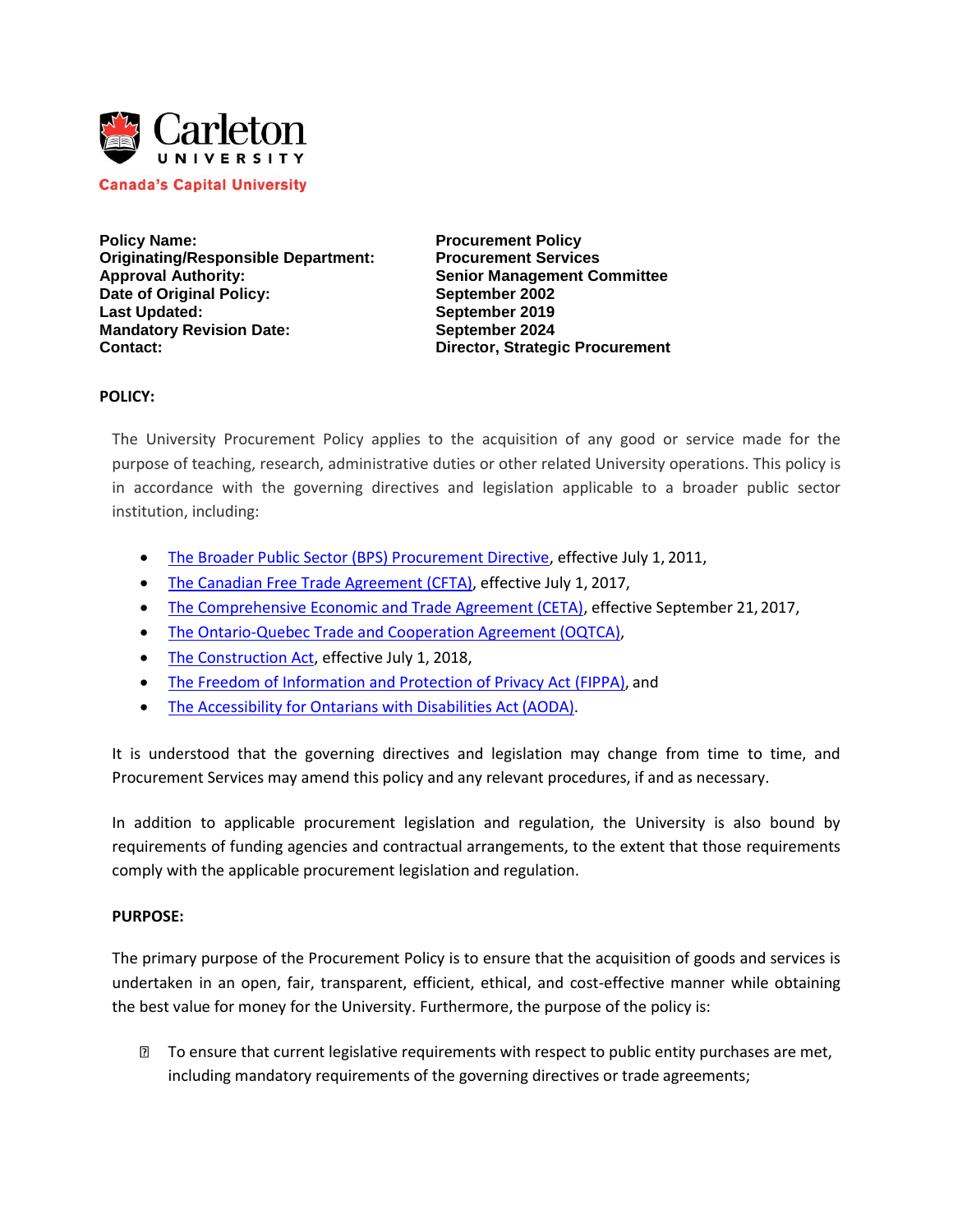Carleton UNIVERSITY

Canada's Capital University

| | |
|---|---|
| **Policy Name:** | **Procurement Policy** |
| **Originating/Responsible Department:** | **Procurement Services** |
| **Approval Authority:** | **Senior Management Committee** |
| **Date of Original Policy:** | **September 2002** |
| **Last Updated:** | **September 2019** |
| **Mandatory Revision Date:** | **September 2024** |
| **Contact:** | **Director, Strategic Procurement** |

**POLICY:**

The University Procurement Policy applies to the acquisition of any good or service made for the purpose of teaching, research, administrative duties or other related University operations. This policy is in accordance with the governing directives and legislation applicable to a broader public sector institution, including:

- The Broader Public Sector (BPS) Procurement Directive, effective July 1, 2011,
- The Canadian Free Trade Agreement (CFTA), effective July 1, 2017,
- The Comprehensive Economic and Trade Agreement (CETA), effective September 21, 2017,
- The Ontario-Quebec Trade and Cooperation Agreement (OQTCA),
- The Construction Act, effective July 1, 2018,
- The Freedom of Information and Protection of Privacy Act (FIPPA), and
- The Accessibility for Ontarians with Disabilities Act (AODA).

It is understood that the governing directives and legislation may change from time to time, and Procurement Services may amend this policy and any relevant procedures, if and as necessary.

In addition to applicable procurement legislation and regulation, the University is also bound by requirements of funding agencies and contractual arrangements, to the extent that those requirements comply with the applicable procurement legislation and regulation.

**PURPOSE:**

The primary purpose of the Procurement Policy is to ensure that the acquisition of goods and services is undertaken in an open, fair, transparent, efficient, ethical, and cost-effective manner while obtaining the best value for money for the University. Furthermore, the purpose of the policy is:

- To ensure that current legislative requirements with respect to public entity purchases are met, including mandatory requirements of the governing directives or trade agreements;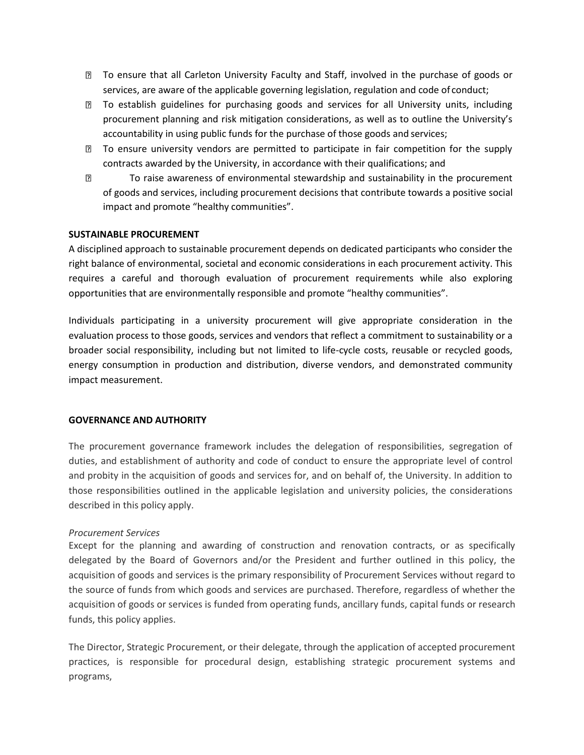- To ensure that all Carleton University Faculty and Staff, involved in the purchase of goods or services, are aware of the applicable governing legislation, regulation and code of conduct;
- To establish guidelines for purchasing goods and services for all University units, including procurement planning and risk mitigation considerations, as well as to outline the University's accountability in using public funds for the purchase of those goods and services;
- To ensure university vendors are permitted to participate in fair competition for the supply contracts awarded by the University, in accordance with their qualifications; and
- To raise awareness of environmental stewardship and sustainability in the procurement of goods and services, including procurement decisions that contribute towards a positive social impact and promote "healthy communities".

**SUSTAINABLE PROCUREMENT**

A disciplined approach to sustainable procurement depends on dedicated participants who consider the right balance of environmental, societal and economic considerations in each procurement activity. This requires a careful and thorough evaluation of procurement requirements while also exploring opportunities that are environmentally responsible and promote "healthy communities".

Individuals participating in a university procurement will give appropriate consideration in the evaluation process to those goods, services and vendors that reflect a commitment to sustainability or a broader social responsibility, including but not limited to life-cycle costs, reusable or recycled goods, energy consumption in production and distribution, diverse vendors, and demonstrated community impact measurement.

**GOVERNANCE AND AUTHORITY**

The procurement governance framework includes the delegation of responsibilities, segregation of duties, and establishment of authority and code of conduct to ensure the appropriate level of control and probity in the acquisition of goods and services for, and on behalf of, the University. In addition to those responsibilities outlined in the applicable legislation and university policies, the considerations described in this policy apply.

*Procurement Services*

Except for the planning and awarding of construction and renovation contracts, or as specifically delegated by the Board of Governors and/or the President and further outlined in this policy, the acquisition of goods and services is the primary responsibility of Procurement Services without regard to the source of funds from which goods and services are purchased. Therefore, regardless of whether the acquisition of goods or services is funded from operating funds, ancillary funds, capital funds or research funds, this policy applies.

The Director, Strategic Procurement, or their delegate, through the application of accepted procurement practices, is responsible for procedural design, establishing strategic procurement systems and programs,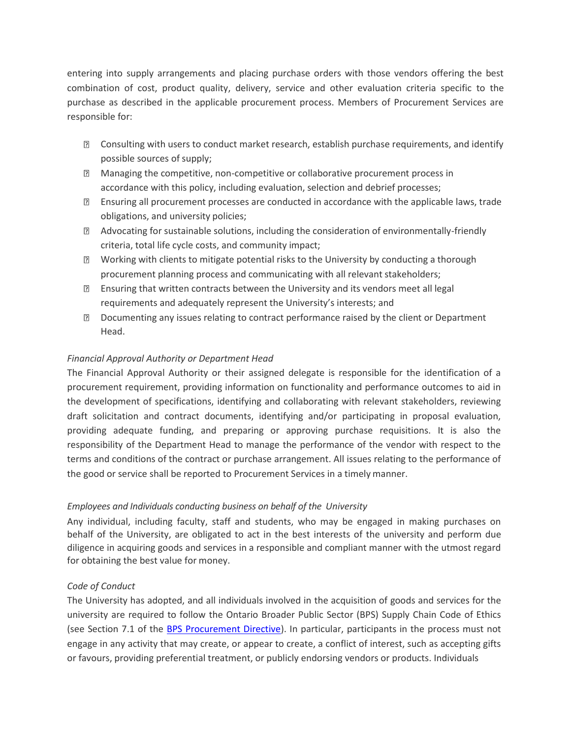entering into supply arrangements and placing purchase orders with those vendors offering the best combination of cost, product quality, delivery, service and other evaluation criteria specific to the purchase as described in the applicable procurement process. Members of Procurement Services are responsible for:

- Consulting with users to conduct market research, establish purchase requirements, and identify possible sources of supply;
- Managing the competitive, non-competitive or collaborative procurement process in accordance with this policy, including evaluation, selection and debrief processes;
- Ensuring all procurement processes are conducted in accordance with the applicable laws, trade obligations, and university policies;
- Advocating for sustainable solutions, including the consideration of environmentally-friendly criteria, total life cycle costs, and community impact;
- Working with clients to mitigate potential risks to the University by conducting a thorough procurement planning process and communicating with all relevant stakeholders;
- Ensuring that written contracts between the University and its vendors meet all legal requirements and adequately represent the University's interests; and
- Documenting any issues relating to contract performance raised by the client or Department Head.

*Financial Approval Authority or Department Head*

The Financial Approval Authority or their assigned delegate is responsible for the identification of a procurement requirement, providing information on functionality and performance outcomes to aid in the development of specifications, identifying and collaborating with relevant stakeholders, reviewing draft solicitation and contract documents, identifying and/or participating in proposal evaluation, providing adequate funding, and preparing or approving purchase requisitions. It is also the responsibility of the Department Head to manage the performance of the vendor with respect to the terms and conditions of the contract or purchase arrangement. All issues relating to the performance of the good or service shall be reported to Procurement Services in a timely manner.

*Employees and Individuals conducting business on behalf of the University*

Any individual, including faculty, staff and students, who may be engaged in making purchases on behalf of the University, are obligated to act in the best interests of the university and perform due diligence in acquiring goods and services in a responsible and compliant manner with the utmost regard for obtaining the best value for money.

*Code of Conduct*

The University has adopted, and all individuals involved in the acquisition of goods and services for the university are required to follow the Ontario Broader Public Sector (BPS) Supply Chain Code of Ethics (see Section 7.1 of the BPS Procurement Directive). In particular, participants in the process must not engage in any activity that may create, or appear to create, a conflict of interest, such as accepting gifts or favours, providing preferential treatment, or publicly endorsing vendors or products. Individuals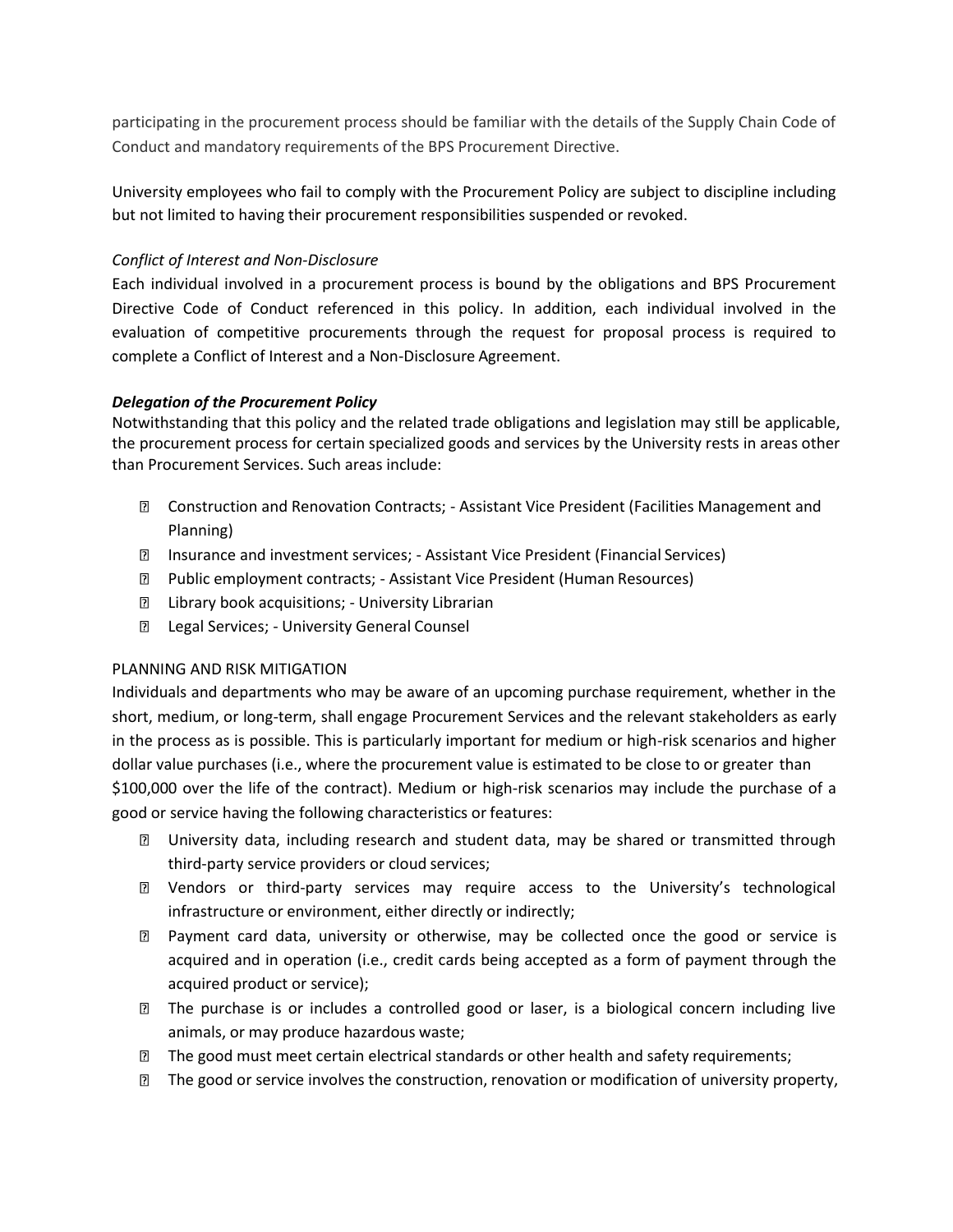participating in the procurement process should be familiar with the details of the Supply Chain Code of Conduct and mandatory requirements of the BPS Procurement Directive.

University employees who fail to comply with the Procurement Policy are subject to discipline including but not limited to having their procurement responsibilities suspended or revoked.

*Conflict of Interest and Non-Disclosure*

Each individual involved in a procurement process is bound by the obligations and BPS Procurement Directive Code of Conduct referenced in this policy. In addition, each individual involved in the evaluation of competitive procurements through the request for proposal process is required to complete a Conflict of Interest and a Non-Disclosure Agreement.

***Delegation of the Procurement Policy***

Notwithstanding that this policy and the related trade obligations and legislation may still be applicable, the procurement process for certain specialized goods and services by the University rests in areas other than Procurement Services. Such areas include:

- Construction and Renovation Contracts; - Assistant Vice President (Facilities Management and Planning)
- Insurance and investment services; - Assistant Vice President (Financial Services)
- Public employment contracts; - Assistant Vice President (Human Resources)
- Library book acquisitions; - University Librarian
- Legal Services; - University General Counsel

PLANNING AND RISK MITIGATION

Individuals and departments who may be aware of an upcoming purchase requirement, whether in the short, medium, or long-term, shall engage Procurement Services and the relevant stakeholders as early in the process as is possible. This is particularly important for medium or high-risk scenarios and higher dollar value purchases (i.e., where the procurement value is estimated to be close to or greater than $100,000 over the life of the contract). Medium or high-risk scenarios may include the purchase of a good or service having the following characteristics or features:

- University data, including research and student data, may be shared or transmitted through third-party service providers or cloud services;
- Vendors or third-party services may require access to the University's technological infrastructure or environment, either directly or indirectly;
- Payment card data, university or otherwise, may be collected once the good or service is acquired and in operation (i.e., credit cards being accepted as a form of payment through the acquired product or service);
- The purchase is or includes a controlled good or laser, is a biological concern including live animals, or may produce hazardous waste;
- The good must meet certain electrical standards or other health and safety requirements;
- The good or service involves the construction, renovation or modification of university property,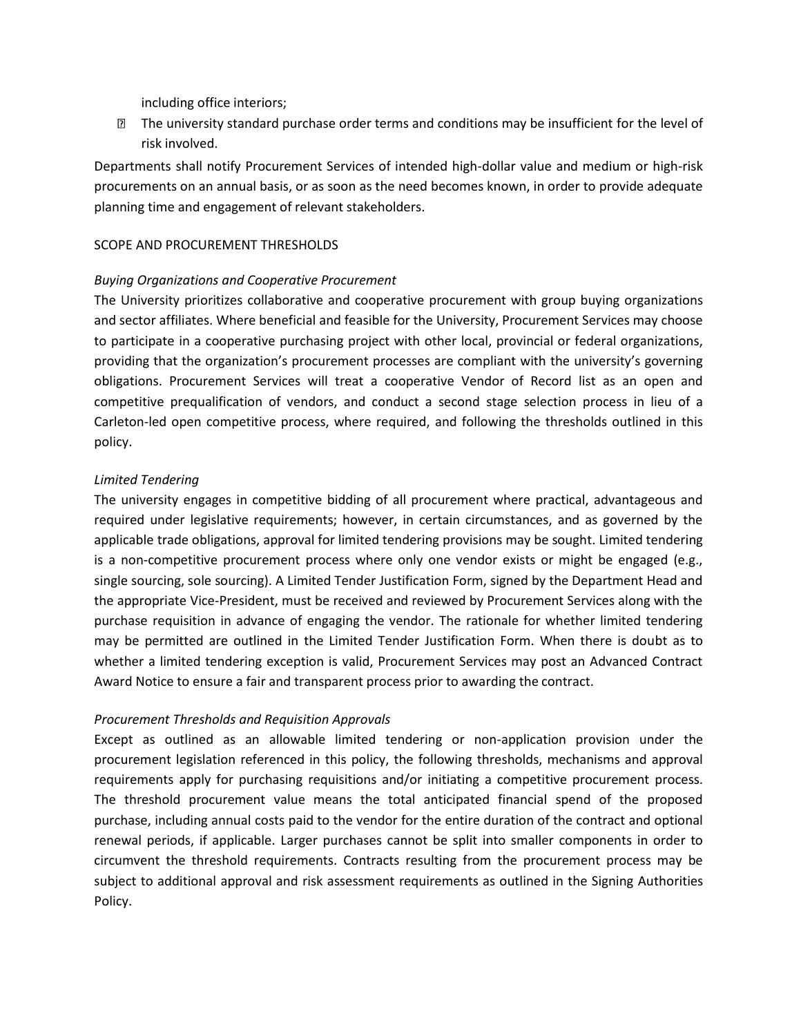including office interiors;

- The university standard purchase order terms and conditions may be insufficient for the level of risk involved.

Departments shall notify Procurement Services of intended high-dollar value and medium or high-risk procurements on an annual basis, or as soon as the need becomes known, in order to provide adequate planning time and engagement of relevant stakeholders.

## SCOPE AND PROCUREMENT THRESHOLDS

### *Buying Organizations and Cooperative Procurement*

The University prioritizes collaborative and cooperative procurement with group buying organizations and sector affiliates. Where beneficial and feasible for the University, Procurement Services may choose to participate in a cooperative purchasing project with other local, provincial or federal organizations, providing that the organization's procurement processes are compliant with the university's governing obligations. Procurement Services will treat a cooperative Vendor of Record list as an open and competitive prequalification of vendors, and conduct a second stage selection process in lieu of a Carleton-led open competitive process, where required, and following the thresholds outlined in this policy.

### *Limited Tendering*

The university engages in competitive bidding of all procurement where practical, advantageous and required under legislative requirements; however, in certain circumstances, and as governed by the applicable trade obligations, approval for limited tendering provisions may be sought. Limited tendering is a non-competitive procurement process where only one vendor exists or might be engaged (e.g., single sourcing, sole sourcing). A Limited Tender Justification Form, signed by the Department Head and the appropriate Vice-President, must be received and reviewed by Procurement Services along with the purchase requisition in advance of engaging the vendor. The rationale for whether limited tendering may be permitted are outlined in the Limited Tender Justification Form. When there is doubt as to whether a limited tendering exception is valid, Procurement Services may post an Advanced Contract Award Notice to ensure a fair and transparent process prior to awarding the contract.

### *Procurement Thresholds and Requisition Approvals*

Except as outlined as an allowable limited tendering or non-application provision under the procurement legislation referenced in this policy, the following thresholds, mechanisms and approval requirements apply for purchasing requisitions and/or initiating a competitive procurement process. The threshold procurement value means the total anticipated financial spend of the proposed purchase, including annual costs paid to the vendor for the entire duration of the contract and optional renewal periods, if applicable. Larger purchases cannot be split into smaller components in order to circumvent the threshold requirements. Contracts resulting from the procurement process may be subject to additional approval and risk assessment requirements as outlined in the Signing Authorities Policy.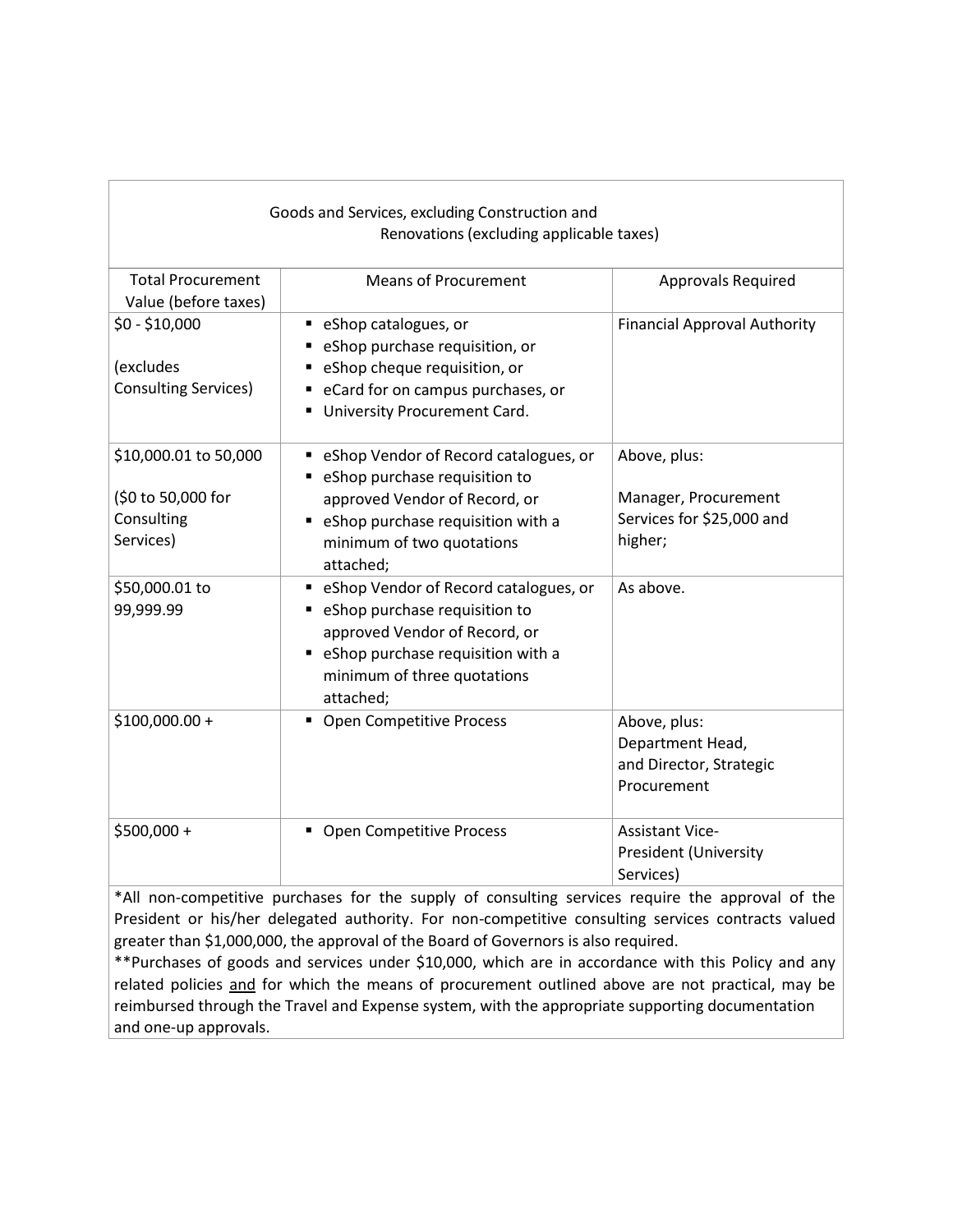| Goods and Services, excluding Construction and Renovations (excluding applicable taxes) | | |
|---|---|---|
| Total Procurement Value (before taxes) | Means of Procurement | Approvals Required |
| $0 - $10,000<br><br>(excludes Consulting Services) | ▪ eShop catalogues, or<br>▪ eShop purchase requisition, or<br>▪ eShop cheque requisition, or<br>▪ eCard for on campus purchases, or<br>▪ University Procurement Card. | Financial Approval Authority |
| $10,000.01 to 50,000<br><br>($0 to 50,000 for Consulting Services) | ▪ eShop Vendor of Record catalogues, or<br>▪ eShop purchase requisition to approved Vendor of Record, or<br>▪ eShop purchase requisition with a minimum of two quotations attached; | Above, plus:<br><br>Manager, Procurement Services for $25,000 and higher; |
| $50,000.01 to 99,999.99 | ▪ eShop Vendor of Record catalogues, or<br>▪ eShop purchase requisition to approved Vendor of Record, or<br>▪ eShop purchase requisition with a minimum of three quotations attached; | As above. |
| $100,000.00 + | ▪ Open Competitive Process | Above, plus:<br>Department Head, and Director, Strategic Procurement |
| $500,000 + | ▪ Open Competitive Process | Assistant Vice-President (University Services) |

*All non-competitive purchases for the supply of consulting services require the approval of the President or his/her delegated authority. For non-competitive consulting services contracts valued greater than $1,000,000, the approval of the Board of Governors is also required.

**Purchases of goods and services under $10,000, which are in accordance with this Policy and any related policies <u>and</u> for which the means of procurement outlined above are not practical, may be reimbursed through the Travel and Expense system, with the appropriate supporting documentation and one-up approvals.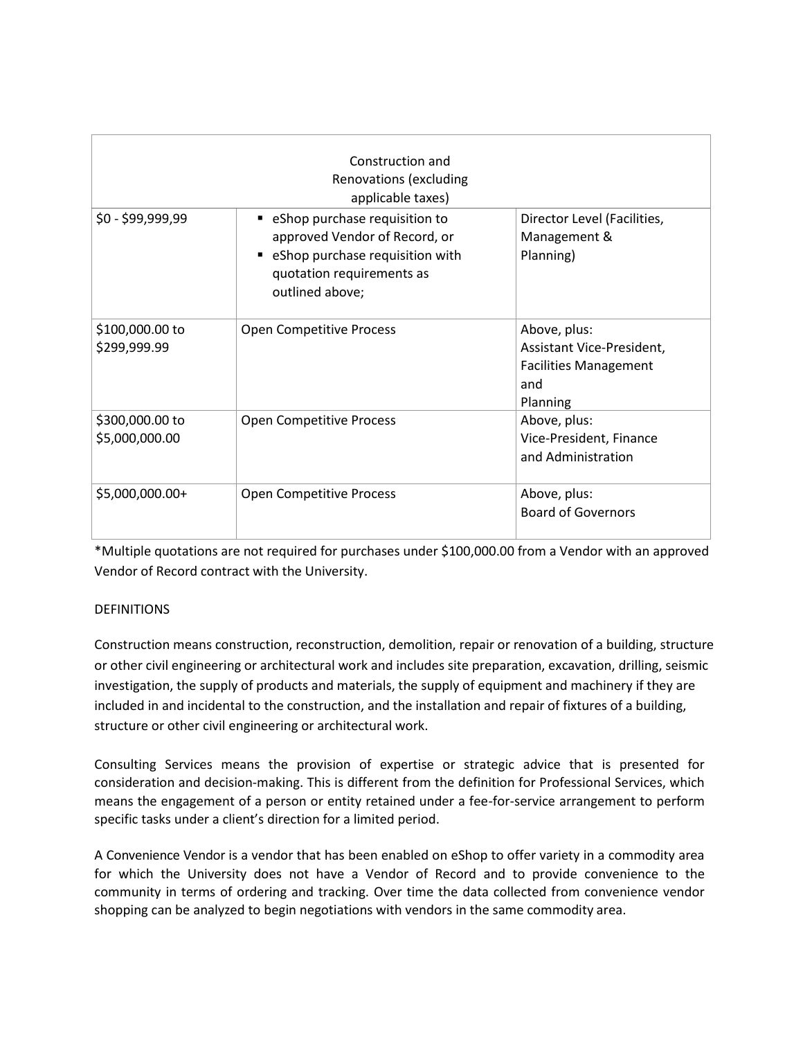| Construction and Renovations (excluding applicable taxes) | | |
|---|---|---|
| \$0 - \$99,999,99 | ▪ eShop purchase requisition to approved Vendor of Record, or<br>▪ eShop purchase requisition with quotation requirements as outlined above; | Director Level (Facilities, Management & Planning) |
| \$100,000.00 to \$299,999.99 | Open Competitive Process | Above, plus: Assistant Vice-President, Facilities Management and Planning |
| \$300,000.00 to \$5,000,000.00 | Open Competitive Process | Above, plus: Vice-President, Finance and Administration |
| \$5,000,000.00+ | Open Competitive Process | Above, plus: Board of Governors |

*Multiple quotations are not required for purchases under \$100,000.00 from a Vendor with an approved Vendor of Record contract with the University.

DEFINITIONS

Construction means construction, reconstruction, demolition, repair or renovation of a building, structure or other civil engineering or architectural work and includes site preparation, excavation, drilling, seismic investigation, the supply of products and materials, the supply of equipment and machinery if they are included in and incidental to the construction, and the installation and repair of fixtures of a building, structure or other civil engineering or architectural work.

Consulting Services means the provision of expertise or strategic advice that is presented for consideration and decision-making. This is different from the definition for Professional Services, which means the engagement of a person or entity retained under a fee-for-service arrangement to perform specific tasks under a client's direction for a limited period.

A Convenience Vendor is a vendor that has been enabled on eShop to offer variety in a commodity area for which the University does not have a Vendor of Record and to provide convenience to the community in terms of ordering and tracking. Over time the data collected from convenience vendor shopping can be analyzed to begin negotiations with vendors in the same commodity area.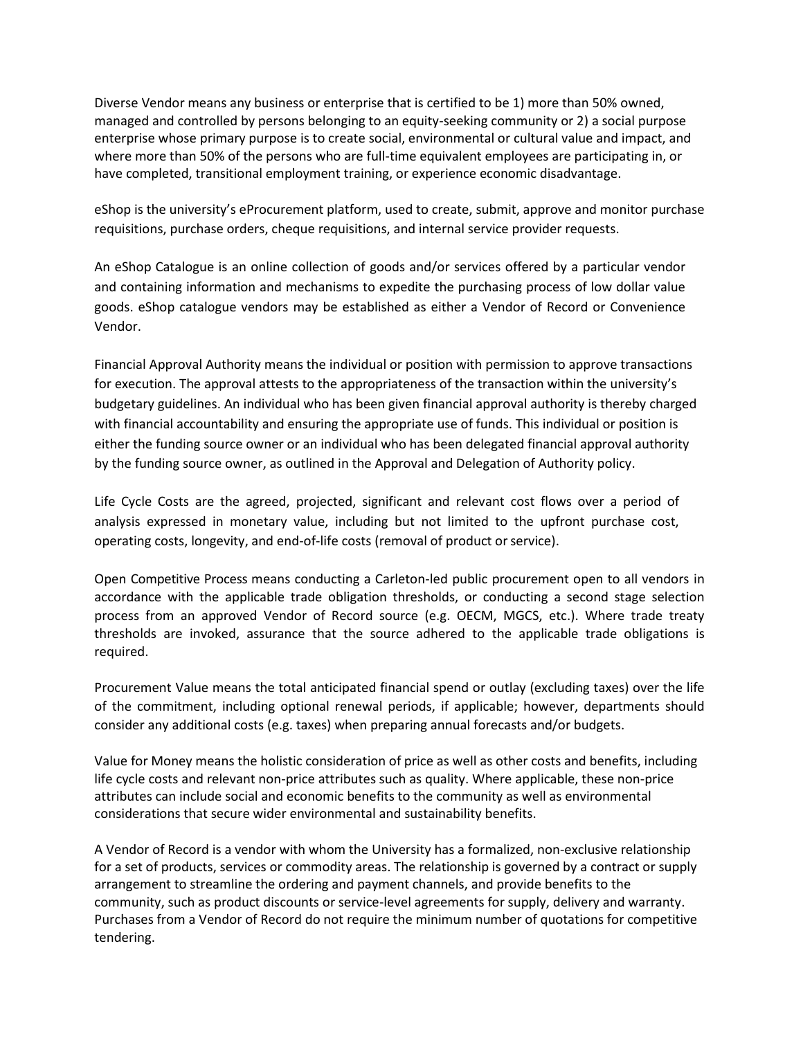Diverse Vendor means any business or enterprise that is certified to be 1) more than 50% owned, managed and controlled by persons belonging to an equity-seeking community or 2) a social purpose enterprise whose primary purpose is to create social, environmental or cultural value and impact, and where more than 50% of the persons who are full-time equivalent employees are participating in, or have completed, transitional employment training, or experience economic disadvantage.

eShop is the university's eProcurement platform, used to create, submit, approve and monitor purchase requisitions, purchase orders, cheque requisitions, and internal service provider requests.

An eShop Catalogue is an online collection of goods and/or services offered by a particular vendor and containing information and mechanisms to expedite the purchasing process of low dollar value goods. eShop catalogue vendors may be established as either a Vendor of Record or Convenience Vendor.

Financial Approval Authority means the individual or position with permission to approve transactions for execution. The approval attests to the appropriateness of the transaction within the university's budgetary guidelines. An individual who has been given financial approval authority is thereby charged with financial accountability and ensuring the appropriate use of funds. This individual or position is either the funding source owner or an individual who has been delegated financial approval authority by the funding source owner, as outlined in the Approval and Delegation of Authority policy.

Life Cycle Costs are the agreed, projected, significant and relevant cost flows over a period of analysis expressed in monetary value, including but not limited to the upfront purchase cost, operating costs, longevity, and end-of-life costs (removal of product or service).

Open Competitive Process means conducting a Carleton-led public procurement open to all vendors in accordance with the applicable trade obligation thresholds, or conducting a second stage selection process from an approved Vendor of Record source (e.g. OECM, MGCS, etc.). Where trade treaty thresholds are invoked, assurance that the source adhered to the applicable trade obligations is required.

Procurement Value means the total anticipated financial spend or outlay (excluding taxes) over the life of the commitment, including optional renewal periods, if applicable; however, departments should consider any additional costs (e.g. taxes) when preparing annual forecasts and/or budgets.

Value for Money means the holistic consideration of price as well as other costs and benefits, including life cycle costs and relevant non-price attributes such as quality. Where applicable, these non-price attributes can include social and economic benefits to the community as well as environmental considerations that secure wider environmental and sustainability benefits.

A Vendor of Record is a vendor with whom the University has a formalized, non-exclusive relationship for a set of products, services or commodity areas. The relationship is governed by a contract or supply arrangement to streamline the ordering and payment channels, and provide benefits to the community, such as product discounts or service-level agreements for supply, delivery and warranty. Purchases from a Vendor of Record do not require the minimum number of quotations for competitive tendering.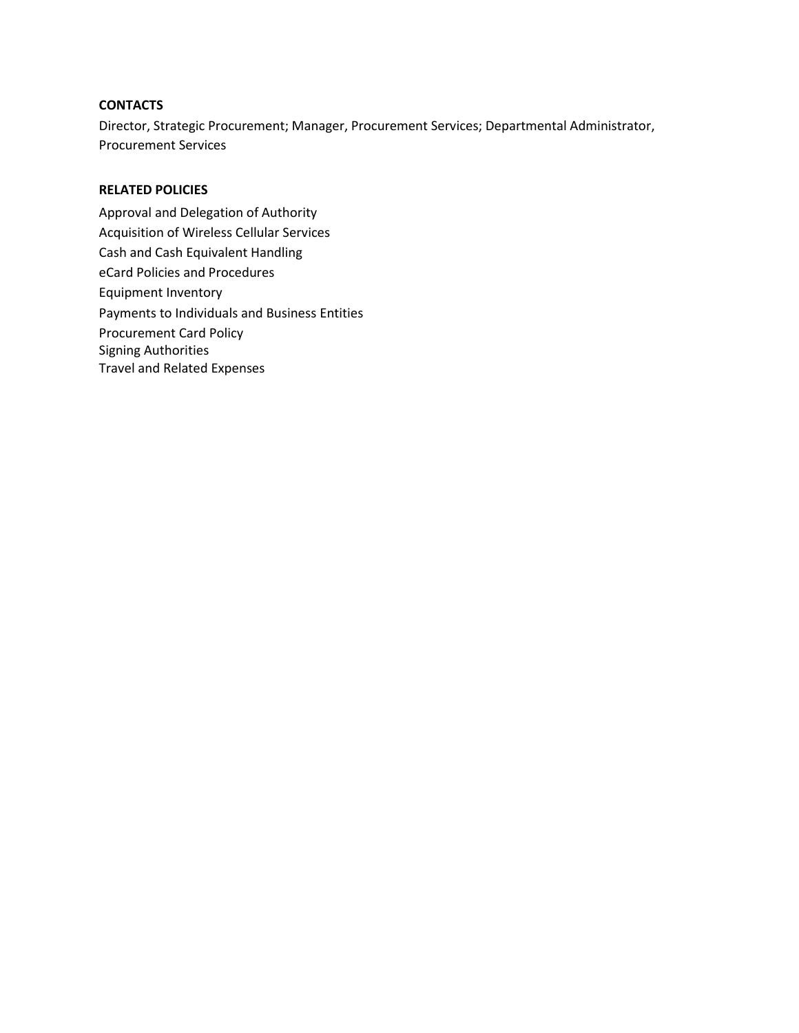**CONTACTS**

Director, Strategic Procurement; Manager, Procurement Services; Departmental Administrator, Procurement Services

**RELATED POLICIES**

Approval and Delegation of Authority
Acquisition of Wireless Cellular Services
Cash and Cash Equivalent Handling
eCard Policies and Procedures
Equipment Inventory
Payments to Individuals and Business Entities
Procurement Card Policy
Signing Authorities
Travel and Related Expenses